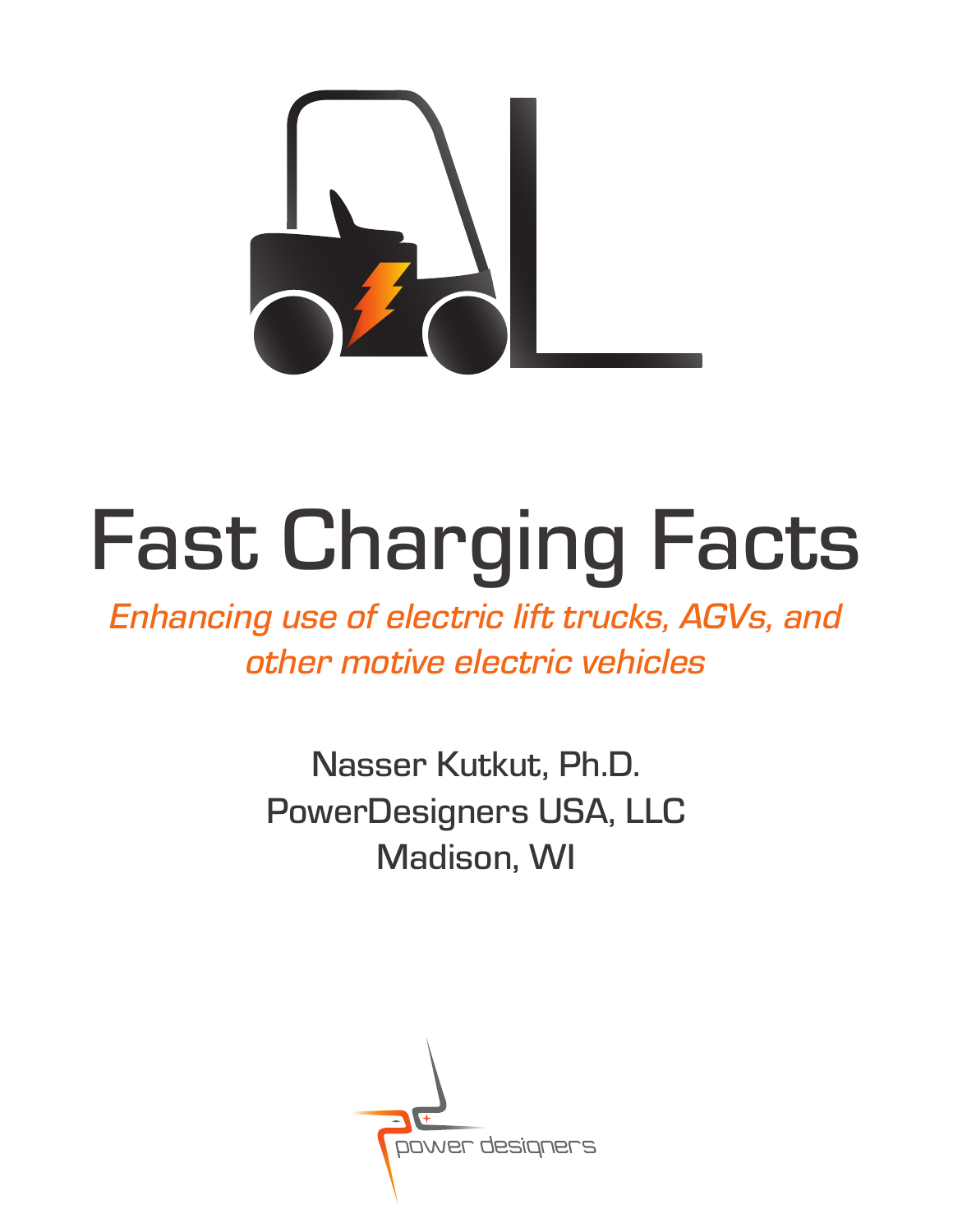# Fast Charging Facts

*Enhancing use of electric lift trucks, AGVs, and other motive electric vehicles*

Nasser Kutkut, Ph.D.
PowerDesigners USA, LLC
Madison, WI

power designers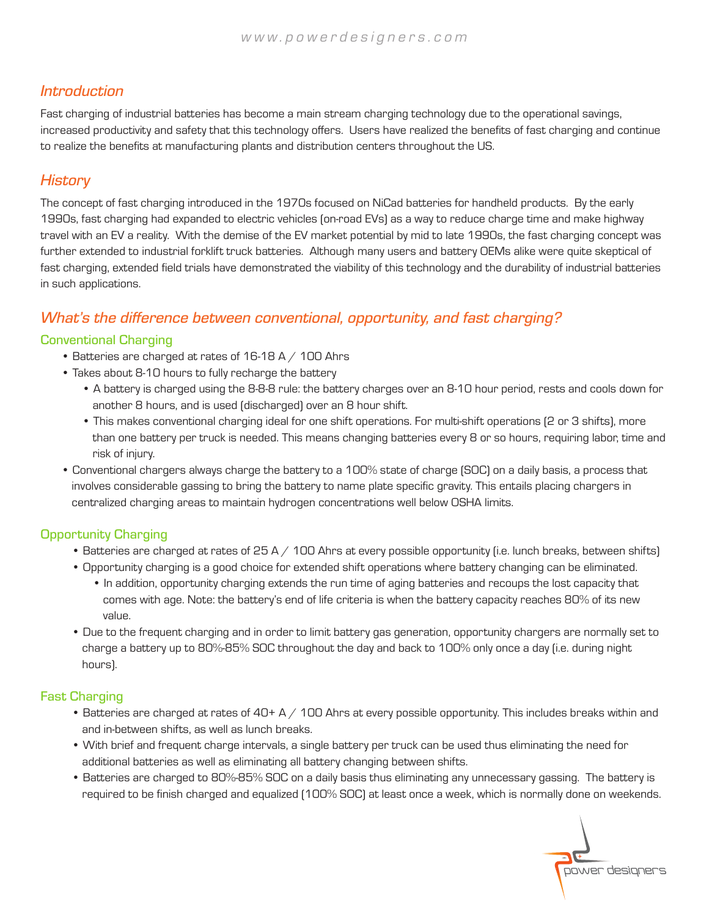## Introduction

Fast charging of industrial batteries has become a main stream charging technology due to the operational savings, increased productivity and safety that this technology offers. Users have realized the benefits of fast charging and continue to realize the benefits at manufacturing plants and distribution centers throughout the US.

## History

The concept of fast charging introduced in the 1970s focused on NiCad batteries for handheld products. By the early 1990s, fast charging had expanded to electric vehicles (on-road EVs) as a way to reduce charge time and make highway travel with an EV a reality. With the demise of the EV market potential by mid to late 1990s, the fast charging concept was further extended to industrial forklift truck batteries. Although many users and battery OEMs alike were quite skeptical of fast charging, extended field trials have demonstrated the viability of this technology and the durability of industrial batteries in such applications.

## What's the difference between conventional, opportunity, and fast charging?

### Conventional Charging

- Batteries are charged at rates of 16-18 A / 100 Ahrs
- Takes about 8-10 hours to fully recharge the battery
  - A battery is charged using the 8-8-8 rule: the battery charges over an 8-10 hour period, rests and cools down for another 8 hours, and is used (discharged) over an 8 hour shift.
  - This makes conventional charging ideal for one shift operations. For multi-shift operations (2 or 3 shifts), more than one battery per truck is needed. This means changing batteries every 8 or so hours, requiring labor, time and risk of injury.
- Conventional chargers always charge the battery to a 100% state of charge (SOC) on a daily basis, a process that involves considerable gassing to bring the battery to name plate specific gravity. This entails placing chargers in centralized charging areas to maintain hydrogen concentrations well below OSHA limits.

### Opportunity Charging

- Batteries are charged at rates of 25 A / 100 Ahrs at every possible opportunity (i.e. lunch breaks, between shifts)
- Opportunity charging is a good choice for extended shift operations where battery changing can be eliminated.
  - In addition, opportunity charging extends the run time of aging batteries and recoups the lost capacity that comes with age. Note: the battery's end of life criteria is when the battery capacity reaches 80% of its new value.
- Due to the frequent charging and in order to limit battery gas generation, opportunity chargers are normally set to charge a battery up to 80%-85% SOC throughout the day and back to 100% only once a day (i.e. during night hours).

### Fast Charging

- Batteries are charged at rates of 40+ A / 100 Ahrs at every possible opportunity. This includes breaks within and and in-between shifts, as well as lunch breaks.
- With brief and frequent charge intervals, a single battery per truck can be used thus eliminating the need for additional batteries as well as eliminating all battery changing between shifts.
- Batteries are charged to 80%-85% SOC on a daily basis thus eliminating any unnecessary gassing. The battery is required to be finish charged and equalized (100% SOC) at least once a week, which is normally done on weekends.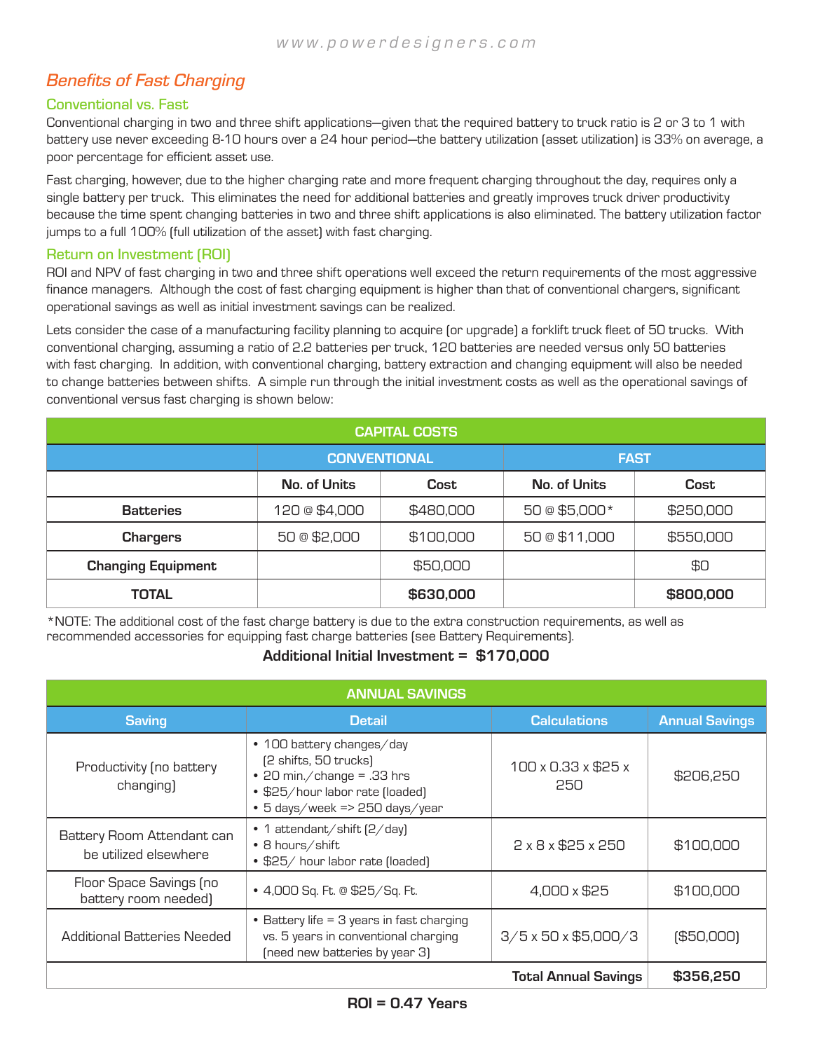## Benefits of Fast Charging

### Conventional vs. Fast

Conventional charging in two and three shift applications—given that the required battery to truck ratio is 2 or 3 to 1 with battery use never exceeding 8-10 hours over a 24 hour period—the battery utilization (asset utilization) is 33% on average, a poor percentage for efficient asset use.

Fast charging, however, due to the higher charging rate and more frequent charging throughout the day, requires only a single battery per truck. This eliminates the need for additional batteries and greatly improves truck driver productivity because the time spent changing batteries in two and three shift applications is also eliminated. The battery utilization factor jumps to a full 100% (full utilization of the asset) with fast charging.

### Return on Investment (ROI)

ROI and NPV of fast charging in two and three shift operations well exceed the return requirements of the most aggressive finance managers. Although the cost of fast charging equipment is higher than that of conventional chargers, significant operational savings as well as initial investment savings can be realized.

Lets consider the case of a manufacturing facility planning to acquire (or upgrade) a forklift truck fleet of 50 trucks. With conventional charging, assuming a ratio of 2.2 batteries per truck, 120 batteries are needed versus only 50 batteries with fast charging. In addition, with conventional charging, battery extraction and changing equipment will also be needed to change batteries between shifts. A simple run through the initial investment costs as well as the operational savings of conventional versus fast charging is shown below:

| CAPITAL COSTS | | | | |
|---|---|---|---|---|
| | CONVENTIONAL | | FAST | |
| | No. of Units | Cost | No. of Units | Cost |
| **Batteries** | 120 @ $4,000 | $480,000 | 50 @ $5,000* | $250,000 |
| **Chargers** | 50 @ $2,000 | $100,000 | 50 @ $11,000 | $550,000 |
| **Changing Equipment** | | $50,000 | | $0 |
| **TOTAL** | | **$630,000** | | **$800,000** |

*NOTE: The additional cost of the fast charge battery is due to the extra construction requirements, as well as recommended accessories for equipping fast charge batteries (see Battery Requirements).

**Additional Initial Investment = $170,000**

| ANNUAL SAVINGS | | | |
|---|---|---|---|
| Saving | Detail | Calculations | Annual Savings |
| Productivity (no battery changing) | • 100 battery changes/day (2 shifts, 50 trucks)<br>• 20 min./change = .33 hrs<br>• $25/hour labor rate (loaded)<br>• 5 days/week => 250 days/year | 100 x 0.33 x $25 x 250 | $206,250 |
| Battery Room Attendant can be utilized elsewhere | • 1 attendant/shift (2/day)<br>• 8 hours/shift<br>• $25/ hour labor rate (loaded) | 2 x 8 x $25 x 250 | $100,000 |
| Floor Space Savings (no battery room needed) | • 4,000 Sq. Ft. @ $25/Sq. Ft. | 4,000 x $25 | $100,000 |
| Additional Batteries Needed | • Battery life = 3 years in fast charging vs. 5 years in conventional charging (need new batteries by year 3) | 3/5 x 50 x $5,000/3 | ($50,000) |
| | | **Total Annual Savings** | **$356,250** |

**ROI = 0.47 Years**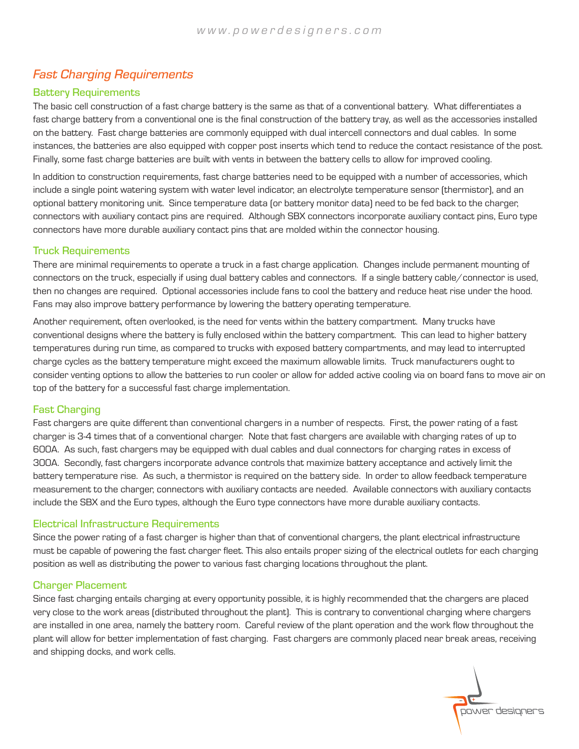## *Fast Charging Requirements*

### Battery Requirements

The basic cell construction of a fast charge battery is the same as that of a conventional battery. What differentiates a fast charge battery from a conventional one is the final construction of the battery tray, as well as the accessories installed on the battery. Fast charge batteries are commonly equipped with dual intercell connectors and dual cables. In some instances, the batteries are also equipped with copper post inserts which tend to reduce the contact resistance of the post. Finally, some fast charge batteries are built with vents in between the battery cells to allow for improved cooling.

In addition to construction requirements, fast charge batteries need to be equipped with a number of accessories, which include a single point watering system with water level indicator, an electrolyte temperature sensor (thermistor), and an optional battery monitoring unit. Since temperature data (or battery monitor data) need to be fed back to the charger, connectors with auxiliary contact pins are required. Although SBX connectors incorporate auxiliary contact pins, Euro type connectors have more durable auxiliary contact pins that are molded within the connector housing.

### Truck Requirements

There are minimal requirements to operate a truck in a fast charge application. Changes include permanent mounting of connectors on the truck, especially if using dual battery cables and connectors. If a single battery cable/connector is used, then no changes are required. Optional accessories include fans to cool the battery and reduce heat rise under the hood. Fans may also improve battery performance by lowering the battery operating temperature.

Another requirement, often overlooked, is the need for vents within the battery compartment. Many trucks have conventional designs where the battery is fully enclosed within the battery compartment. This can lead to higher battery temperatures during run time, as compared to trucks with exposed battery compartments, and may lead to interrupted charge cycles as the battery temperature might exceed the maximum allowable limits. Truck manufacturers ought to consider venting options to allow the batteries to run cooler or allow for added active cooling via on board fans to move air on top of the battery for a successful fast charge implementation.

### Fast Charging

Fast chargers are quite different than conventional chargers in a number of respects. First, the power rating of a fast charger is 3-4 times that of a conventional charger. Note that fast chargers are available with charging rates of up to 600A. As such, fast chargers may be equipped with dual cables and dual connectors for charging rates in excess of 300A. Secondly, fast chargers incorporate advance controls that maximize battery acceptance and actively limit the battery temperature rise. As such, a thermistor is required on the battery side. In order to allow feedback temperature measurement to the charger, connectors with auxiliary contacts are needed. Available connectors with auxiliary contacts include the SBX and the Euro types, although the Euro type connectors have more durable auxiliary contacts.

### Electrical Infrastructure Requirements

Since the power rating of a fast charger is higher than that of conventional chargers, the plant electrical infrastructure must be capable of powering the fast charger fleet. This also entails proper sizing of the electrical outlets for each charging position as well as distributing the power to various fast charging locations throughout the plant.

### Charger Placement

Since fast charging entails charging at every opportunity possible, it is highly recommended that the chargers are placed very close to the work areas (distributed throughout the plant). This is contrary to conventional charging where chargers are installed in one area, namely the battery room. Careful review of the plant operation and the work flow throughout the plant will allow for better implementation of fast charging. Fast chargers are commonly placed near break areas, receiving and shipping docks, and work cells.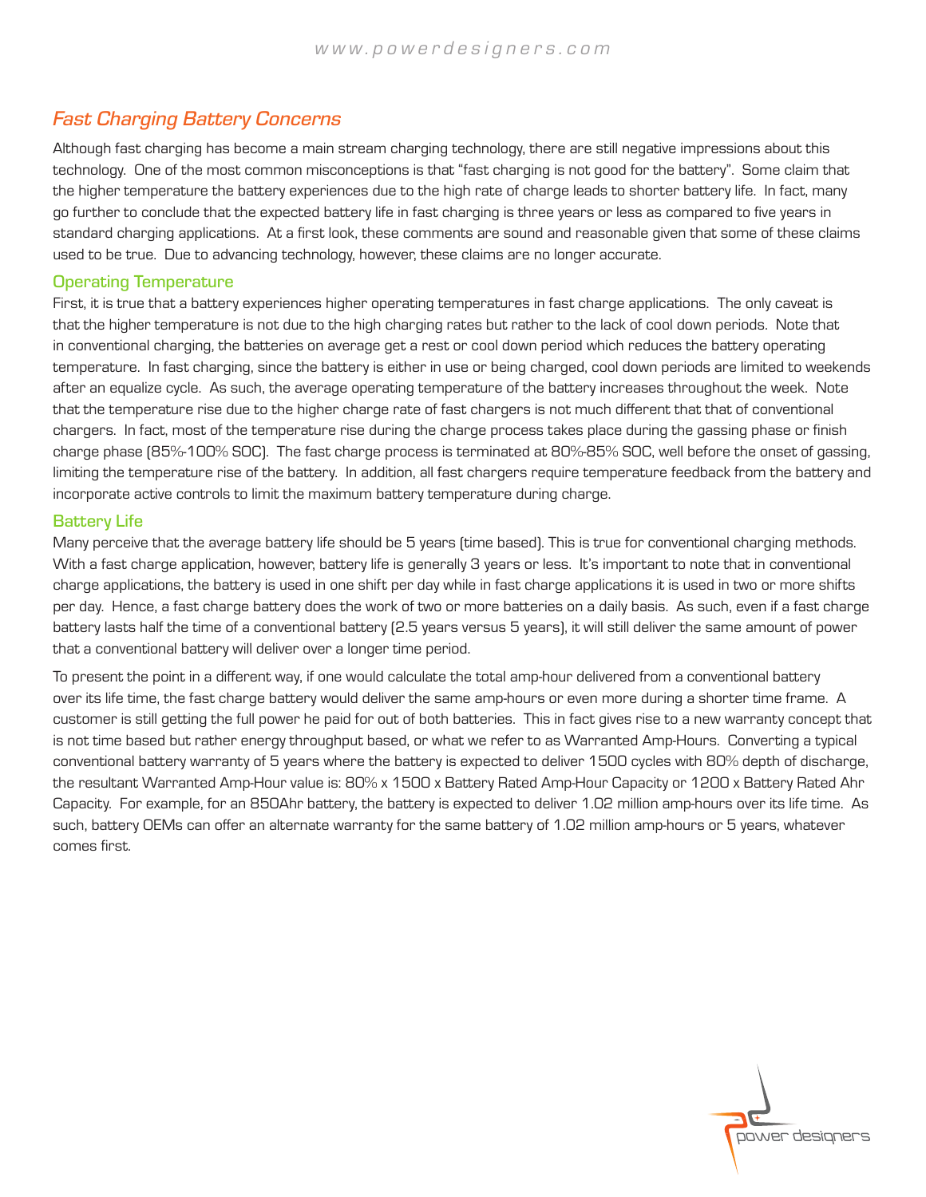## Fast Charging Battery Concerns

Although fast charging has become a main stream charging technology, there are still negative impressions about this technology. One of the most common misconceptions is that "fast charging is not good for the battery". Some claim that the higher temperature the battery experiences due to the high rate of charge leads to shorter battery life. In fact, many go further to conclude that the expected battery life in fast charging is three years or less as compared to five years in standard charging applications. At a first look, these comments are sound and reasonable given that some of these claims used to be true. Due to advancing technology, however, these claims are no longer accurate.

### Operating Temperature

First, it is true that a battery experiences higher operating temperatures in fast charge applications. The only caveat is that the higher temperature is not due to the high charging rates but rather to the lack of cool down periods. Note that in conventional charging, the batteries on average get a rest or cool down period which reduces the battery operating temperature. In fast charging, since the battery is either in use or being charged, cool down periods are limited to weekends after an equalize cycle. As such, the average operating temperature of the battery increases throughout the week. Note that the temperature rise due to the higher charge rate of fast chargers is not much different that that of conventional chargers. In fact, most of the temperature rise during the charge process takes place during the gassing phase or finish charge phase (85%-100% SOC). The fast charge process is terminated at 80%-85% SOC, well before the onset of gassing, limiting the temperature rise of the battery. In addition, all fast chargers require temperature feedback from the battery and incorporate active controls to limit the maximum battery temperature during charge.

### Battery Life

Many perceive that the average battery life should be 5 years (time based). This is true for conventional charging methods. With a fast charge application, however, battery life is generally 3 years or less. It's important to note that in conventional charge applications, the battery is used in one shift per day while in fast charge applications it is used in two or more shifts per day. Hence, a fast charge battery does the work of two or more batteries on a daily basis. As such, even if a fast charge battery lasts half the time of a conventional battery (2.5 years versus 5 years), it will still deliver the same amount of power that a conventional battery will deliver over a longer time period.

To present the point in a different way, if one would calculate the total amp-hour delivered from a conventional battery over its life time, the fast charge battery would deliver the same amp-hours or even more during a shorter time frame. A customer is still getting the full power he paid for out of both batteries. This in fact gives rise to a new warranty concept that is not time based but rather energy throughput based, or what we refer to as Warranted Amp-Hours. Converting a typical conventional battery warranty of 5 years where the battery is expected to deliver 1500 cycles with 80% depth of discharge, the resultant Warranted Amp-Hour value is: 80% x 1500 x Battery Rated Amp-Hour Capacity or 1200 x Battery Rated Ahr Capacity. For example, for an 850Ahr battery, the battery is expected to deliver 1.02 million amp-hours over its life time. As such, battery OEMs can offer an alternate warranty for the same battery of 1.02 million amp-hours or 5 years, whatever comes first.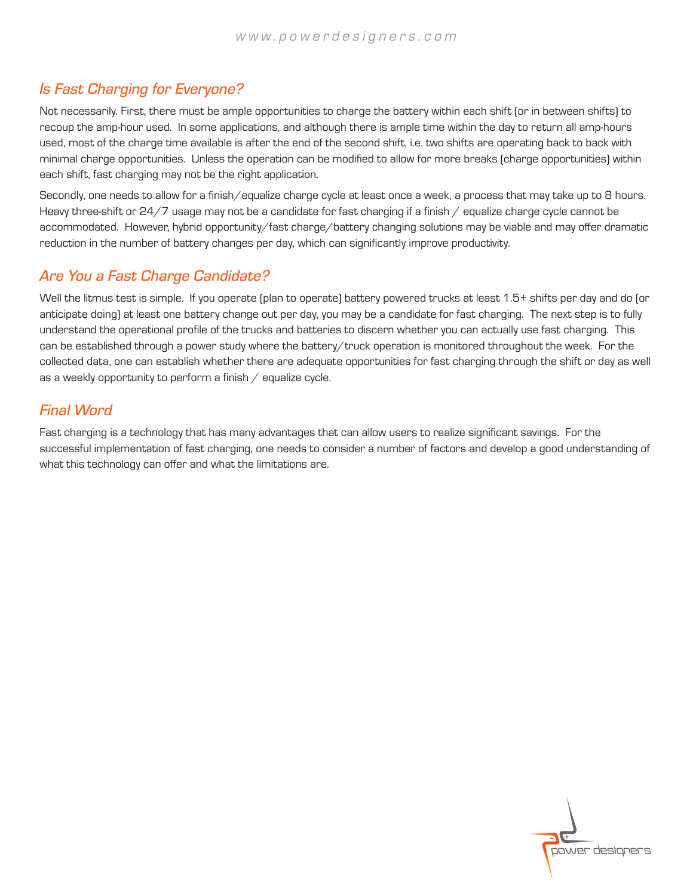## *Is Fast Charging for Everyone?*

Not necessarily. First, there must be ample opportunities to charge the battery within each shift (or in between shifts) to recoup the amp-hour used. In some applications, and although there is ample time within the day to return all amp-hours used, most of the charge time available is after the end of the second shift, i.e. two shifts are operating back to back with minimal charge opportunities. Unless the operation can be modified to allow for more breaks (charge opportunities) within each shift, fast charging may not be the right application.

Secondly, one needs to allow for a finish/equalize charge cycle at least once a week, a process that may take up to 8 hours. Heavy three-shift or 24/7 usage may not be a candidate for fast charging if a finish / equalize charge cycle cannot be accommodated. However, hybrid opportunity/fast charge/battery changing solutions may be viable and may offer dramatic reduction in the number of battery changes per day, which can significantly improve productivity.

## *Are You a Fast Charge Candidate?*

Well the litmus test is simple. If you operate (plan to operate) battery powered trucks at least 1.5+ shifts per day and do (or anticipate doing) at least one battery change out per day, you may be a candidate for fast charging. The next step is to fully understand the operational profile of the trucks and batteries to discern whether you can actually use fast charging. This can be established through a power study where the battery/truck operation is monitored throughout the week. For the collected data, one can establish whether there are adequate opportunities for fast charging through the shift or day as well as a weekly opportunity to perform a finish / equalize cycle.

## *Final Word*

Fast charging is a technology that has many advantages that can allow users to realize significant savings. For the successful implementation of fast charging, one needs to consider a number of factors and develop a good understanding of what this technology can offer and what the limitations are.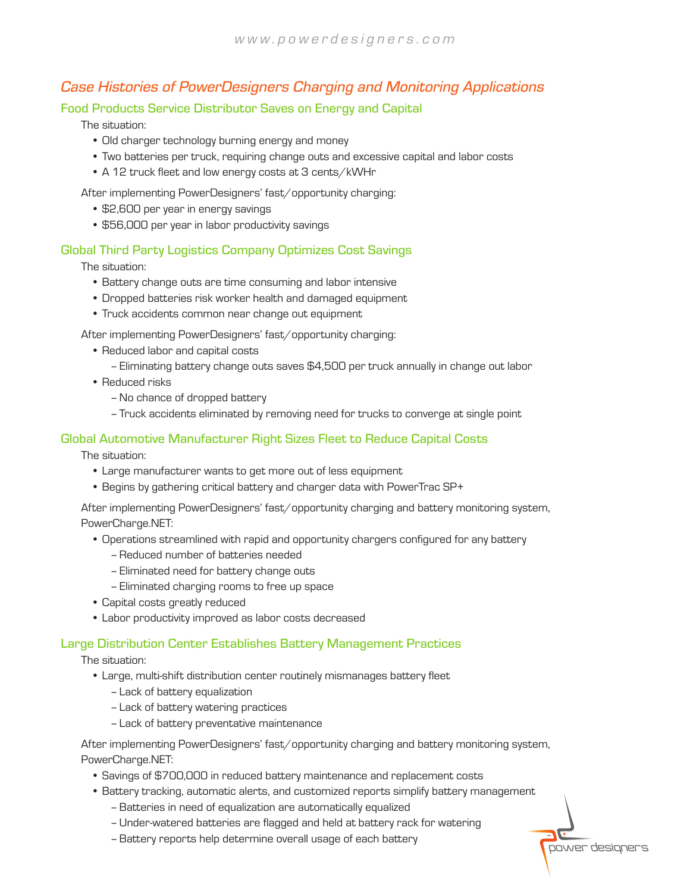## *Case Histories of PowerDesigners Charging and Monitoring Applications*

### Food Products Service Distributor Saves on Energy and Capital

The situation:

- Old charger technology burning energy and money
- Two batteries per truck, requiring change outs and excessive capital and labor costs
- A 12 truck fleet and low energy costs at 3 cents/kWHr

After implementing PowerDesigners' fast/opportunity charging:

- $2,600 per year in energy savings
- $56,000 per year in labor productivity savings

### Global Third Party Logistics Company Optimizes Cost Savings

The situation:

- Battery change outs are time consuming and labor intensive
- Dropped batteries risk worker health and damaged equipment
- Truck accidents common near change out equipment

After implementing PowerDesigners' fast/opportunity charging:

- Reduced labor and capital costs
  - Eliminating battery change outs saves $4,500 per truck annually in change out labor
- Reduced risks
  - No chance of dropped battery
  - Truck accidents eliminated by removing need for trucks to converge at single point

### Global Automotive Manufacturer Right Sizes Fleet to Reduce Capital Costs

The situation:

- Large manufacturer wants to get more out of less equipment
- Begins by gathering critical battery and charger data with PowerTrac SP+

After implementing PowerDesigners' fast/opportunity charging and battery monitoring system, PowerCharge.NET:

- Operations streamlined with rapid and opportunity chargers configured for any battery
  - Reduced number of batteries needed
  - Eliminated need for battery change outs
  - Eliminated charging rooms to free up space
- Capital costs greatly reduced
- Labor productivity improved as labor costs decreased

### Large Distribution Center Establishes Battery Management Practices

The situation:

- Large, multi-shift distribution center routinely mismanages battery fleet
  - Lack of battery equalization
  - Lack of battery watering practices
  - Lack of battery preventative maintenance

After implementing PowerDesigners' fast/opportunity charging and battery monitoring system, PowerCharge.NET:

- Savings of $700,000 in reduced battery maintenance and replacement costs
- Battery tracking, automatic alerts, and customized reports simplify battery management
  - Batteries in need of equalization are automatically equalized
  - Under-watered batteries are flagged and held at battery rack for watering
  - Battery reports help determine overall usage of each battery